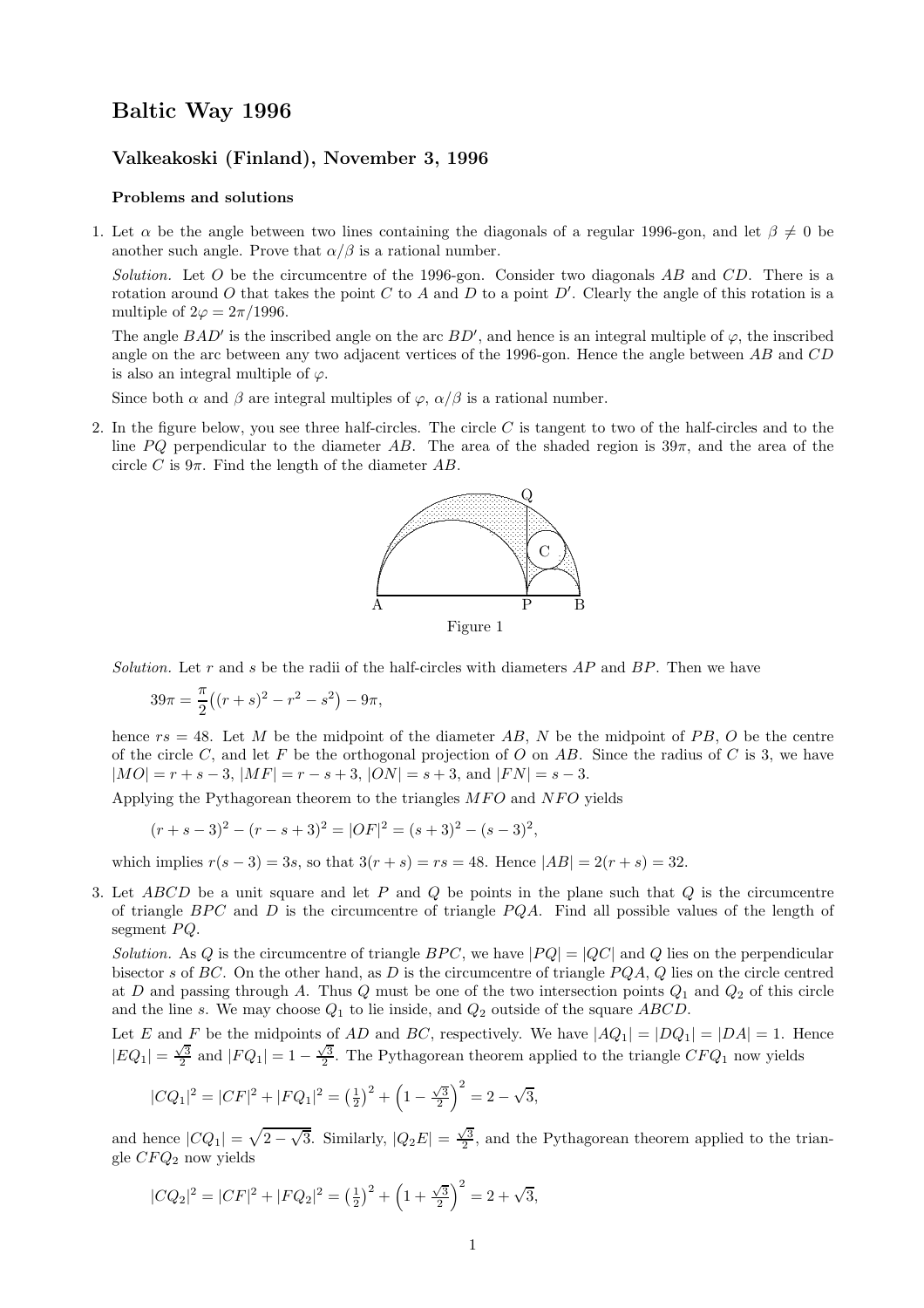# Baltic Way 1996

## Valkeakoski (Finland), November 3, 1996

### Problems and solutions

1. Let $\alpha$ be the angle between two lines containing the diagonals of a regular 1996-gon, and let $\beta \neq 0$ be another such angle. Prove that $\alpha/\beta$ is a rational number.

   *Solution.* Let $O$ be the circumcentre of the 1996-gon. Consider two diagonals $AB$ and $CD$. There is a rotation around $O$ that takes the point $C$ to $A$ and $D$ to a point $D'$. Clearly the angle of this rotation is a multiple of $2\varphi = 2\pi/1996$.

   The angle $BAD'$ is the inscribed angle on the arc $BD'$, and hence is an integral multiple of $\varphi$, the inscribed angle on the arc between any two adjacent vertices of the 1996-gon. Hence the angle between $AB$ and $CD$ is also an integral multiple of $\varphi$.

   Since both $\alpha$ and $\beta$ are integral multiples of $\varphi$, $\alpha/\beta$ is a rational number.

2. In the figure below, you see three half-circles. The circle $C$ is tangent to two of the half-circles and to the line $PQ$ perpendicular to the diameter $AB$. The area of the shaded region is $39\pi$, and the area of the circle $C$ is $9\pi$. Find the length of the diameter $AB$.

   Figure 1

   *Solution.* Let $r$ and $s$ be the radii of the half-circles with diameters $AP$ and $BP$. Then we have

   $$39\pi = \frac{\pi}{2}\big((r+s)^2 - r^2 - s^2\big) - 9\pi,$$

   hence $rs = 48$. Let $M$ be the midpoint of the diameter $AB$, $N$ be the midpoint of $PB$, $O$ be the centre of the circle $C$, and let $F$ be the orthogonal projection of $O$ on $AB$. Since the radius of $C$ is 3, we have $|MO| = r+s-3$, $|MF| = r-s+3$, $|ON| = s+3$, and $|FN| = s-3$.

   Applying the Pythagorean theorem to the triangles $MFO$ and $NFO$ yields

   $$(r+s-3)^2 - (r-s+3)^2 = |OF|^2 = (s+3)^2 - (s-3)^2,$$

   which implies $r(s-3) = 3s$, so that $3(r+s) = rs = 48$. Hence $|AB| = 2(r+s) = 32$.

3. Let $ABCD$ be a unit square and let $P$ and $Q$ be points in the plane such that $Q$ is the circumcentre of triangle $BPC$ and $D$ is the circumcentre of triangle $PQA$. Find all possible values of the length of segment $PQ$.

   *Solution.* As $Q$ is the circumcentre of triangle $BPC$, we have $|PQ| = |QC|$ and $Q$ lies on the perpendicular bisector $s$ of $BC$. On the other hand, as $D$ is the circumcentre of triangle $PQA$, $Q$ lies on the circle centred at $D$ and passing through $A$. Thus $Q$ must be one of the two intersection points $Q_1$ and $Q_2$ of this circle and the line $s$. We may choose $Q_1$ to lie inside, and $Q_2$ outside of the square $ABCD$.

   Let $E$ and $F$ be the midpoints of $AD$ and $BC$, respectively. We have $|AQ_1| = |DQ_1| = |DA| = 1$. Hence $|EQ_1| = \frac{\sqrt{3}}{2}$ and $|FQ_1| = 1 - \frac{\sqrt{3}}{2}$. The Pythagorean theorem applied to the triangle $CFQ_1$ now yields

   $$|CQ_1|^2 = |CF|^2 + |FQ_1|^2 = \left(\tfrac{1}{2}\right)^2 + \left(1 - \tfrac{\sqrt{3}}{2}\right)^2 = 2 - \sqrt{3},$$

   and hence $|CQ_1| = \sqrt{2-\sqrt{3}}$. Similarly, $|Q_2E| = \frac{\sqrt{3}}{2}$, and the Pythagorean theorem applied to the triangle $CFQ_2$ now yields

   $$|CQ_2|^2 = |CF|^2 + |FQ_2|^2 = \left(\tfrac{1}{2}\right)^2 + \left(1 + \tfrac{\sqrt{3}}{2}\right)^2 = 2 + \sqrt{3},$$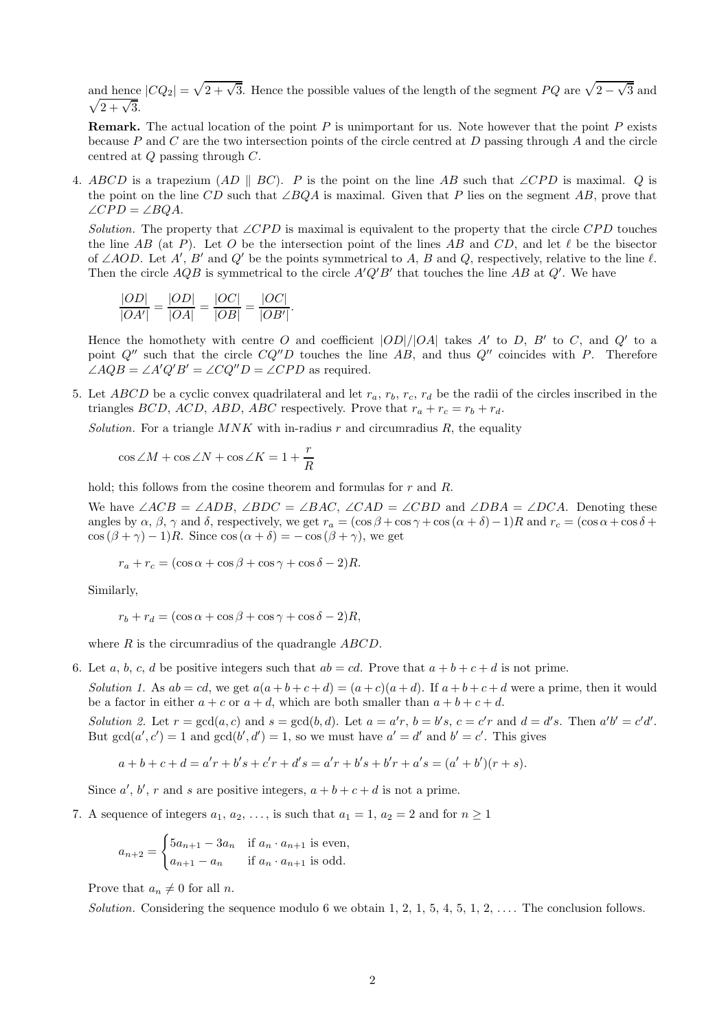and hence $|CQ_2| = \sqrt{2+\sqrt{3}}$. Hence the possible values of the length of the segment $PQ$ are $\sqrt{2-\sqrt{3}}$ and $\sqrt{2+\sqrt{3}}$.

**Remark.** The actual location of the point $P$ is unimportant for us. Note however that the point $P$ exists because $P$ and $C$ are the two intersection points of the circle centred at $D$ passing through $A$ and the circle centred at $Q$ passing through $C$.

4. $ABCD$ is a trapezium ($AD \parallel BC$). $P$ is the point on the line $AB$ such that $\angle CPD$ is maximal. $Q$ is the point on the line $CD$ such that $\angle BQA$ is maximal. Given that $P$ lies on the segment $AB$, prove that $\angle CPD = \angle BQA$.

   *Solution.* The property that $\angle CPD$ is maximal is equivalent to the property that the circle $CPD$ touches the line $AB$ (at $P$). Let $O$ be the intersection point of the lines $AB$ and $CD$, and let $\ell$ be the bisector of $\angle AOD$. Let $A'$, $B'$ and $Q'$ be the points symmetrical to $A$, $B$ and $Q$, respectively, relative to the line $\ell$. Then the circle $AQB$ is symmetrical to the circle $A'Q'B'$ that touches the line $AB$ at $Q'$. We have

   $$\frac{|OD|}{|OA'|} = \frac{|OD|}{|OA|} = \frac{|OC|}{|OB|} = \frac{|OC|}{|OB'|}.$$

   Hence the homothety with centre $O$ and coefficient $|OD|/|OA|$ takes $A'$ to $D$, $B'$ to $C$, and $Q'$ to a point $Q''$ such that the circle $CQ''D$ touches the line $AB$, and thus $Q''$ coincides with $P$. Therefore $\angle AQB = \angle A'Q'B' = \angle CQ''D = \angle CPD$ as required.

5. Let $ABCD$ be a cyclic convex quadrilateral and let $r_a$, $r_b$, $r_c$, $r_d$ be the radii of the circles inscribed in the triangles $BCD$, $ACD$, $ABD$, $ABC$ respectively. Prove that $r_a + r_c = r_b + r_d$.

   *Solution.* For a triangle $MNK$ with in-radius $r$ and circumradius $R$, the equality

   $$\cos\angle M + \cos\angle N + \cos\angle K = 1 + \frac{r}{R}$$

   hold; this follows from the cosine theorem and formulas for $r$ and $R$.

   We have $\angle ACB = \angle ADB$, $\angle BDC = \angle BAC$, $\angle CAD = \angle CBD$ and $\angle DBA = \angle DCA$. Denoting these angles by $\alpha$, $\beta$, $\gamma$ and $\delta$, respectively, we get $r_a = (\cos\beta + \cos\gamma + \cos(\alpha+\delta) - 1)R$ and $r_c = (\cos\alpha + \cos\delta + \cos(\beta+\gamma) - 1)R$. Since $\cos(\alpha+\delta) = -\cos(\beta+\gamma)$, we get

   $$r_a + r_c = (\cos\alpha + \cos\beta + \cos\gamma + \cos\delta - 2)R.$$

   Similarly,

   $$r_b + r_d = (\cos\alpha + \cos\beta + \cos\gamma + \cos\delta - 2)R,$$

   where $R$ is the circumradius of the quadrangle $ABCD$.

6. Let $a$, $b$, $c$, $d$ be positive integers such that $ab = cd$. Prove that $a+b+c+d$ is not prime.

   *Solution 1.* As $ab = cd$, we get $a(a+b+c+d) = (a+c)(a+d)$. If $a+b+c+d$ were a prime, then it would be a factor in either $a+c$ or $a+d$, which are both smaller than $a+b+c+d$.

   *Solution 2.* Let $r = \gcd(a,c)$ and $s = \gcd(b,d)$. Let $a = a'r$, $b = b's$, $c = c'r$ and $d = d's$. Then $a'b' = c'd'$. But $\gcd(a',c') = 1$ and $\gcd(b',d') = 1$, so we must have $a' = d'$ and $b' = c'$. This gives

   $$a+b+c+d = a'r + b's + c'r + d's = a'r + b's + b'r + a's = (a'+b')(r+s).$$

   Since $a'$, $b'$, $r$ and $s$ are positive integers, $a+b+c+d$ is not a prime.

7. A sequence of integers $a_1, a_2, \ldots,$ is such that $a_1 = 1$, $a_2 = 2$ and for $n \geq 1$

   $$a_{n+2} = \begin{cases} 5a_{n+1} - 3a_n & \text{if } a_n \cdot a_{n+1} \text{ is even,} \\ a_{n+1} - a_n & \text{if } a_n \cdot a_{n+1} \text{ is odd.} \end{cases}$$

   Prove that $a_n \neq 0$ for all $n$.

   *Solution.* Considering the sequence modulo 6 we obtain $1, 2, 1, 5, 4, 5, 1, 2, \ldots$. The conclusion follows.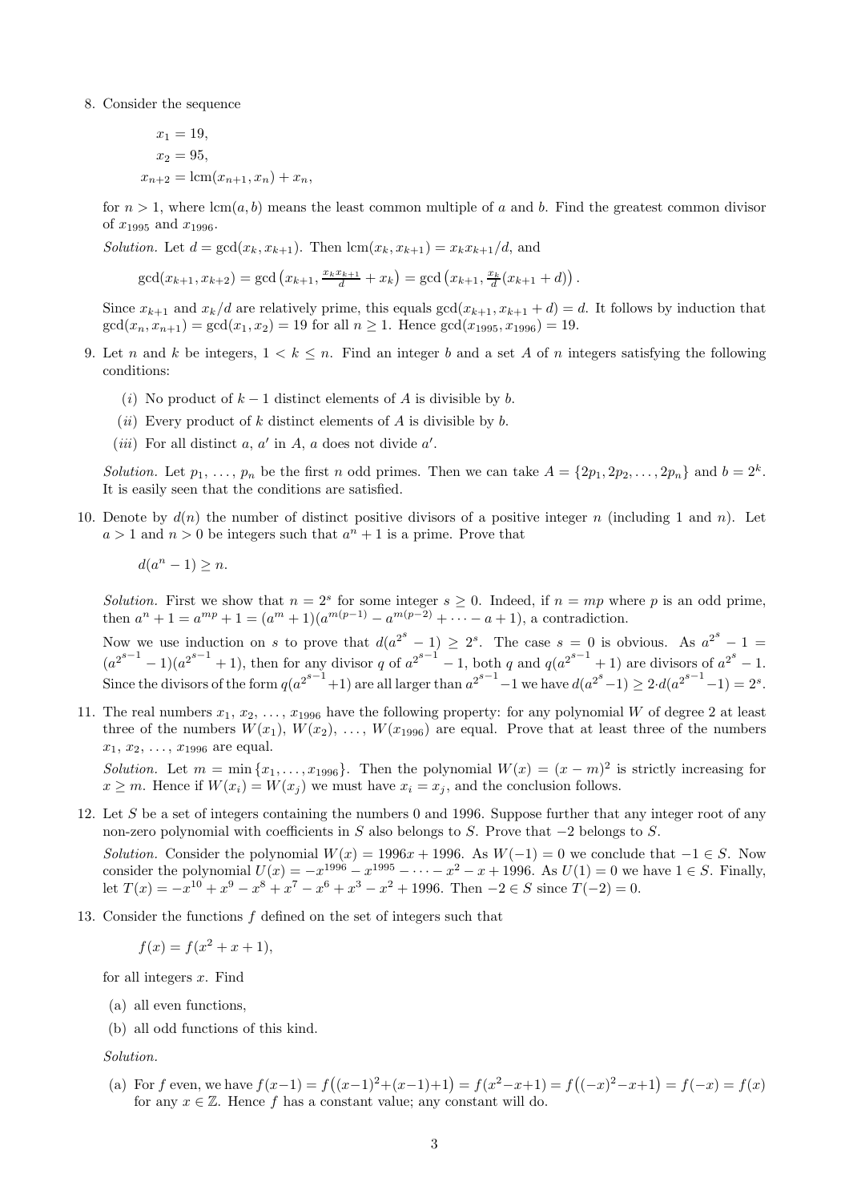8. Consider the sequence

$$x_1 = 19,$$
$$x_2 = 95,$$
$$x_{n+2} = \mathrm{lcm}(x_{n+1}, x_n) + x_n,$$

for $n > 1$, where $\mathrm{lcm}(a, b)$ means the least common multiple of $a$ and $b$. Find the greatest common divisor of $x_{1995}$ and $x_{1996}$.

*Solution.* Let $d = \gcd(x_k, x_{k+1})$. Then $\mathrm{lcm}(x_k, x_{k+1}) = x_k x_{k+1}/d$, and

$$\gcd(x_{k+1}, x_{k+2}) = \gcd\left(x_{k+1}, \tfrac{x_k x_{k+1}}{d} + x_k\right) = \gcd\left(x_{k+1}, \tfrac{x_k}{d}(x_{k+1} + d)\right).$$

Since $x_{k+1}$ and $x_k/d$ are relatively prime, this equals $\gcd(x_{k+1}, x_{k+1} + d) = d$. It follows by induction that $\gcd(x_n, x_{n+1}) = \gcd(x_1, x_2) = 19$ for all $n \geq 1$. Hence $\gcd(x_{1995}, x_{1996}) = 19$.

9. Let $n$ and $k$ be integers, $1 < k \leq n$. Find an integer $b$ and a set $A$ of $n$ integers satisfying the following conditions:

   ($i$) No product of $k - 1$ distinct elements of $A$ is divisible by $b$.

   ($ii$) Every product of $k$ distinct elements of $A$ is divisible by $b$.

   ($iii$) For all distinct $a$, $a'$ in $A$, $a$ does not divide $a'$.

*Solution.* Let $p_1, \ldots, p_n$ be the first $n$ odd primes. Then we can take $A = \{2p_1, 2p_2, \ldots, 2p_n\}$ and $b = 2^k$. It is easily seen that the conditions are satisfied.

10. Denote by $d(n)$ the number of distinct positive divisors of a positive integer $n$ (including 1 and $n$). Let $a > 1$ and $n > 0$ be integers such that $a^n + 1$ is a prime. Prove that

$$d(a^n - 1) \geq n.$$

*Solution.* First we show that $n = 2^s$ for some integer $s \geq 0$. Indeed, if $n = mp$ where $p$ is an odd prime, then $a^n + 1 = a^{mp} + 1 = (a^m + 1)(a^{m(p-1)} - a^{m(p-2)} + \cdots - a + 1)$, a contradiction.

Now we use induction on $s$ to prove that $d(a^{2^s} - 1) \geq 2^s$. The case $s = 0$ is obvious. As $a^{2^s} - 1 = (a^{2^{s-1}} - 1)(a^{2^{s-1}} + 1)$, then for any divisor $q$ of $a^{2^{s-1}} - 1$, both $q$ and $q(a^{2^{s-1}} + 1)$ are divisors of $a^{2^s} - 1$. Since the divisors of the form $q(a^{2^{s-1}}+1)$ are all larger than $a^{2^{s-1}}-1$ we have $d(a^{2^s}-1) \geq 2 \cdot d(a^{2^{s-1}}-1) = 2^s$.

11. The real numbers $x_1, x_2, \ldots, x_{1996}$ have the following property: for any polynomial $W$ of degree 2 at least three of the numbers $W(x_1), W(x_2), \ldots, W(x_{1996})$ are equal. Prove that at least three of the numbers $x_1, x_2, \ldots, x_{1996}$ are equal.

*Solution.* Let $m = \min\{x_1, \ldots, x_{1996}\}$. Then the polynomial $W(x) = (x - m)^2$ is strictly increasing for $x \geq m$. Hence if $W(x_i) = W(x_j)$ we must have $x_i = x_j$, and the conclusion follows.

12. Let $S$ be a set of integers containing the numbers 0 and 1996. Suppose further that any integer root of any non-zero polynomial with coefficients in $S$ also belongs to $S$. Prove that $-2$ belongs to $S$.

*Solution.* Consider the polynomial $W(x) = 1996x + 1996$. As $W(-1) = 0$ we conclude that $-1 \in S$. Now consider the polynomial $U(x) = -x^{1996} - x^{1995} - \cdots - x^2 - x + 1996$. As $U(1) = 0$ we have $1 \in S$. Finally, let $T(x) = -x^{10} + x^9 - x^8 + x^7 - x^6 + x^3 - x^2 + 1996$. Then $-2 \in S$ since $T(-2) = 0$.

13. Consider the functions $f$ defined on the set of integers such that

$$f(x) = f(x^2 + x + 1),$$

for all integers $x$. Find

(a) all even functions,

(b) all odd functions of this kind.

*Solution.*

(a) For $f$ even, we have $f(x-1) = f\big((x-1)^2+(x-1)+1\big) = f(x^2-x+1) = f\big((-x)^2-x+1\big) = f(-x) = f(x)$ for any $x \in \mathbb{Z}$. Hence $f$ has a constant value; any constant will do.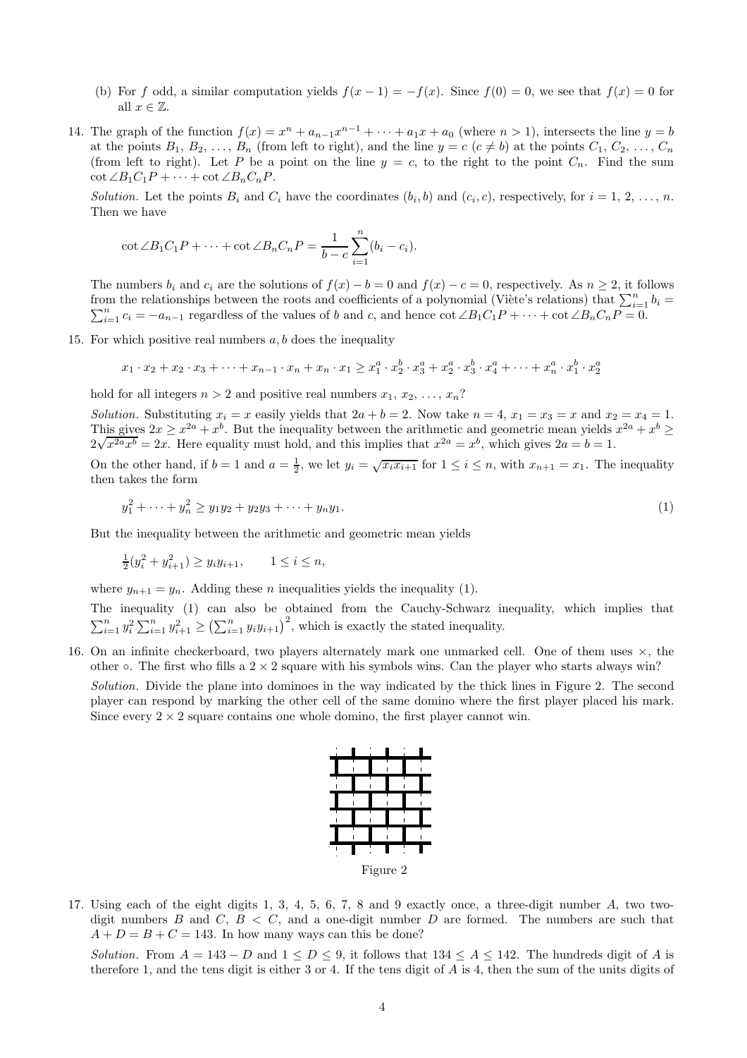(b) For $f$ odd, a similar computation yields $f(x-1) = -f(x)$. Since $f(0) = 0$, we see that $f(x) = 0$ for all $x \in \mathbb{Z}$.

14. The graph of the function $f(x) = x^n + a_{n-1}x^{n-1} + \cdots + a_1 x + a_0$ (where $n > 1$), intersects the line $y = b$ at the points $B_1, B_2, \ldots, B_n$ (from left to right), and the line $y = c$ ($c \neq b$) at the points $C_1, C_2, \ldots, C_n$ (from left to right). Let $P$ be a point on the line $y = c$, to the right to the point $C_n$. Find the sum $\cot \angle B_1C_1P + \cdots + \cot \angle B_nC_nP$.

   *Solution.* Let the points $B_i$ and $C_i$ have the coordinates $(b_i, b)$ and $(c_i, c)$, respectively, for $i = 1, 2, \ldots, n$. Then we have

   $$\cot \angle B_1C_1P + \cdots + \cot \angle B_nC_nP = \frac{1}{b-c}\sum_{i=1}^{n}(b_i - c_i).$$

   The numbers $b_i$ and $c_i$ are the solutions of $f(x) - b = 0$ and $f(x) - c = 0$, respectively. As $n \geq 2$, it follows from the relationships between the roots and coefficients of a polynomial (Viète's relations) that $\sum_{i=1}^{n} b_i = \sum_{i=1}^{n} c_i = -a_{n-1}$ regardless of the values of $b$ and $c$, and hence $\cot \angle B_1C_1P + \cdots + \cot \angle B_nC_nP = 0$.

15. For which positive real numbers $a, b$ does the inequality

   $$x_1 \cdot x_2 + x_2 \cdot x_3 + \cdots + x_{n-1} \cdot x_n + x_n \cdot x_1 \geq x_1^a \cdot x_2^b \cdot x_3^a + x_2^a \cdot x_3^b \cdot x_4^a + \cdots + x_n^a \cdot x_1^b \cdot x_2^a$$

   hold for all integers $n > 2$ and positive real numbers $x_1, x_2, \ldots, x_n$?

   *Solution.* Substituting $x_i = x$ easily yields that $2a + b = 2$. Now take $n = 4$, $x_1 = x_3 = x$ and $x_2 = x_4 = 1$. This gives $2x \geq x^{2a} + x^b$. But the inequality between the arithmetic and geometric mean yields $x^{2a} + x^b \geq 2\sqrt{x^{2a}x^b} = 2x$. Here equality must hold, and this implies that $x^{2a} = x^b$, which gives $2a = b = 1$.

   On the other hand, if $b = 1$ and $a = \frac{1}{2}$, we let $y_i = \sqrt{x_i x_{i+1}}$ for $1 \leq i \leq n$, with $x_{n+1} = x_1$. The inequality then takes the form

   $$y_1^2 + \cdots + y_n^2 \geq y_1y_2 + y_2y_3 + \cdots + y_ny_1. \tag{1}$$

   But the inequality between the arithmetic and geometric mean yields

   $$\tfrac{1}{2}(y_i^2 + y_{i+1}^2) \geq y_i y_{i+1}, \qquad 1 \leq i \leq n,$$

   where $y_{n+1} = y_n$. Adding these $n$ inequalities yields the inequality (1).

   The inequality (1) can also be obtained from the Cauchy-Schwarz inequality, which implies that $\sum_{i=1}^{n} y_i^2 \sum_{i=1}^{n} y_{i+1}^2 \geq \left(\sum_{i=1}^{n} y_i y_{i+1}\right)^2$, which is exactly the stated inequality.

16. On an infinite checkerboard, two players alternately mark one unmarked cell. One of them uses $\times$, the other $\circ$. The first who fills a $2 \times 2$ square with his symbols wins. Can the player who starts always win?

   *Solution.* Divide the plane into dominoes in the way indicated by the thick lines in Figure 2. The second player can respond by marking the other cell of the same domino where the first player placed his mark. Since every $2 \times 2$ square contains one whole domino, the first player cannot win.

Figure 2

17. Using each of the eight digits 1, 3, 4, 5, 6, 7, 8 and 9 exactly once, a three-digit number $A$, two two-digit numbers $B$ and $C$, $B < C$, and a one-digit number $D$ are formed. The numbers are such that $A + D = B + C = 143$. In how many ways can this be done?

   *Solution.* From $A = 143 - D$ and $1 \leq D \leq 9$, it follows that $134 \leq A \leq 142$. The hundreds digit of $A$ is therefore 1, and the tens digit is either 3 or 4. If the tens digit of $A$ is 4, then the sum of the units digits of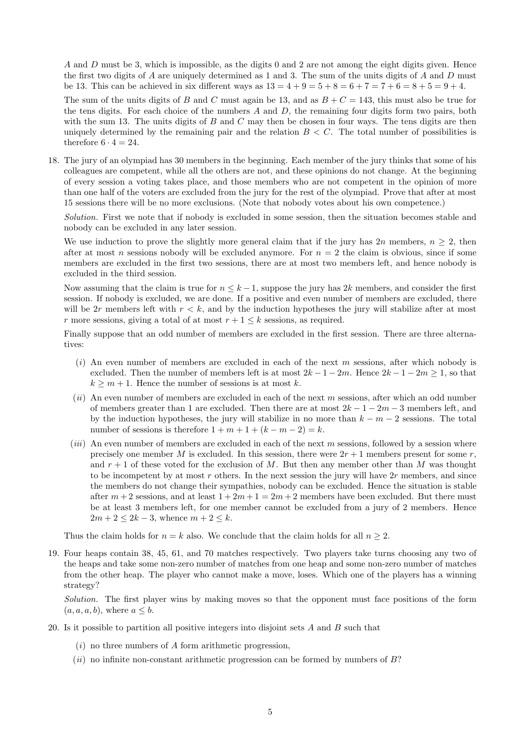$A$ and $D$ must be 3, which is impossible, as the digits 0 and 2 are not among the eight digits given. Hence the first two digits of $A$ are uniquely determined as 1 and 3. The sum of the units digits of $A$ and $D$ must be 13. This can be achieved in six different ways as $13 = 4 + 9 = 5 + 8 = 6 + 7 = 7 + 6 = 8 + 5 = 9 + 4$.

The sum of the units digits of $B$ and $C$ must again be 13, and as $B + C = 143$, this must also be true for the tens digits. For each choice of the numbers $A$ and $D$, the remaining four digits form two pairs, both with the sum 13. The units digits of $B$ and $C$ may then be chosen in four ways. The tens digits are then uniquely determined by the remaining pair and the relation $B < C$. The total number of possibilities is therefore $6 \cdot 4 = 24$.

18. The jury of an olympiad has 30 members in the beginning. Each member of the jury thinks that some of his colleagues are competent, while all the others are not, and these opinions do not change. At the beginning of every session a voting takes place, and those members who are not competent in the opinion of more than one half of the voters are excluded from the jury for the rest of the olympiad. Prove that after at most 15 sessions there will be no more exclusions. (Note that nobody votes about his own competence.)

   *Solution.* First we note that if nobody is excluded in some session, then the situation becomes stable and nobody can be excluded in any later session.

   We use induction to prove the slightly more general claim that if the jury has $2n$ members, $n \geq 2$, then after at most $n$ sessions nobody will be excluded anymore. For $n = 2$ the claim is obvious, since if some members are excluded in the first two sessions, there are at most two members left, and hence nobody is excluded in the third session.

   Now assuming that the claim is true for $n \leq k - 1$, suppose the jury has $2k$ members, and consider the first session. If nobody is excluded, we are done. If a positive and even number of members are excluded, there will be $2r$ members left with $r < k$, and by the induction hypotheses the jury will stabilize after at most $r$ more sessions, giving a total of at most $r + 1 \leq k$ sessions, as required.

   Finally suppose that an odd number of members are excluded in the first session. There are three alternatives:

   ($i$) An even number of members are excluded in each of the next $m$ sessions, after which nobody is excluded. Then the number of members left is at most $2k - 1 - 2m$. Hence $2k - 1 - 2m \geq 1$, so that $k \geq m + 1$. Hence the number of sessions is at most $k$.

   ($ii$) An even number of members are excluded in each of the next $m$ sessions, after which an odd number of members greater than 1 are excluded. Then there are at most $2k - 1 - 2m - 3$ members left, and by the induction hypotheses, the jury will stabilize in no more than $k - m - 2$ sessions. The total number of sessions is therefore $1 + m + 1 + (k - m - 2) = k$.

   ($iii$) An even number of members are excluded in each of the next $m$ sessions, followed by a session where precisely one member $M$ is excluded. In this session, there were $2r + 1$ members present for some $r$, and $r + 1$ of these voted for the exclusion of $M$. But then any member other than $M$ was thought to be incompetent by at most $r$ others. In the next session the jury will have $2r$ members, and since the members do not change their sympathies, nobody can be excluded. Hence the situation is stable after $m + 2$ sessions, and at least $1 + 2m + 1 = 2m + 2$ members have been excluded. But there must be at least 3 members left, for one member cannot be excluded from a jury of 2 members. Hence $2m + 2 \leq 2k - 3$, whence $m + 2 \leq k$.

   Thus the claim holds for $n = k$ also. We conclude that the claim holds for all $n \geq 2$.

19. Four heaps contain 38, 45, 61, and 70 matches respectively. Two players take turns choosing any two of the heaps and take some non-zero number of matches from one heap and some non-zero number of matches from the other heap. The player who cannot make a move, loses. Which one of the players has a winning strategy?

   *Solution.* The first player wins by making moves so that the opponent must face positions of the form $(a, a, a, b)$, where $a \leq b$.

20. Is it possible to partition all positive integers into disjoint sets $A$ and $B$ such that

   ($i$) no three numbers of $A$ form arithmetic progression,

   ($ii$) no infinite non-constant arithmetic progression can be formed by numbers of $B$?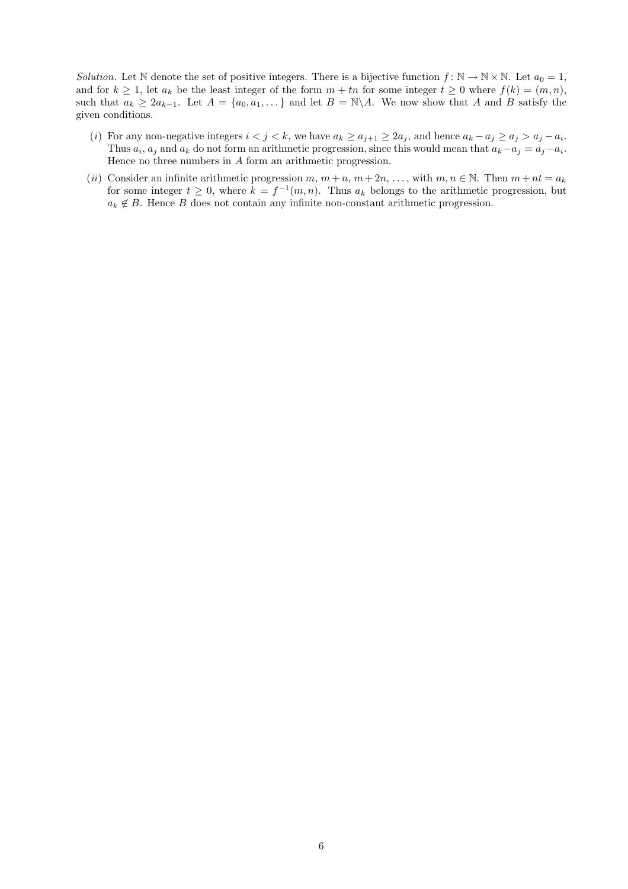*Solution.* Let $\mathbb{N}$ denote the set of positive integers. There is a bijective function $f: \mathbb{N} \to \mathbb{N} \times \mathbb{N}$. Let $a_0 = 1$, and for $k \geq 1$, let $a_k$ be the least integer of the form $m + tn$ for some integer $t \geq 0$ where $f(k) = (m, n)$, such that $a_k \geq 2a_{k-1}$. Let $A = \{a_0, a_1, \dots\}$ and let $B = \mathbb{N} \backslash A$. We now show that $A$ and $B$ satisfy the given conditions.

($i$) For any non-negative integers $i < j < k$, we have $a_k \geq a_{j+1} \geq 2a_j$, and hence $a_k - a_j \geq a_j > a_j - a_i$. Thus $a_i$, $a_j$ and $a_k$ do not form an arithmetic progression, since this would mean that $a_k - a_j = a_j - a_i$. Hence no three numbers in $A$ form an arithmetic progression.

($ii$) Consider an infinite arithmetic progression $m, m+n, m+2n, \dots$, with $m, n \in \mathbb{N}$. Then $m + nt = a_k$ for some integer $t \geq 0$, where $k = f^{-1}(m, n)$. Thus $a_k$ belongs to the arithmetic progression, but $a_k \notin B$. Hence $B$ does not contain any infinite non-constant arithmetic progression.